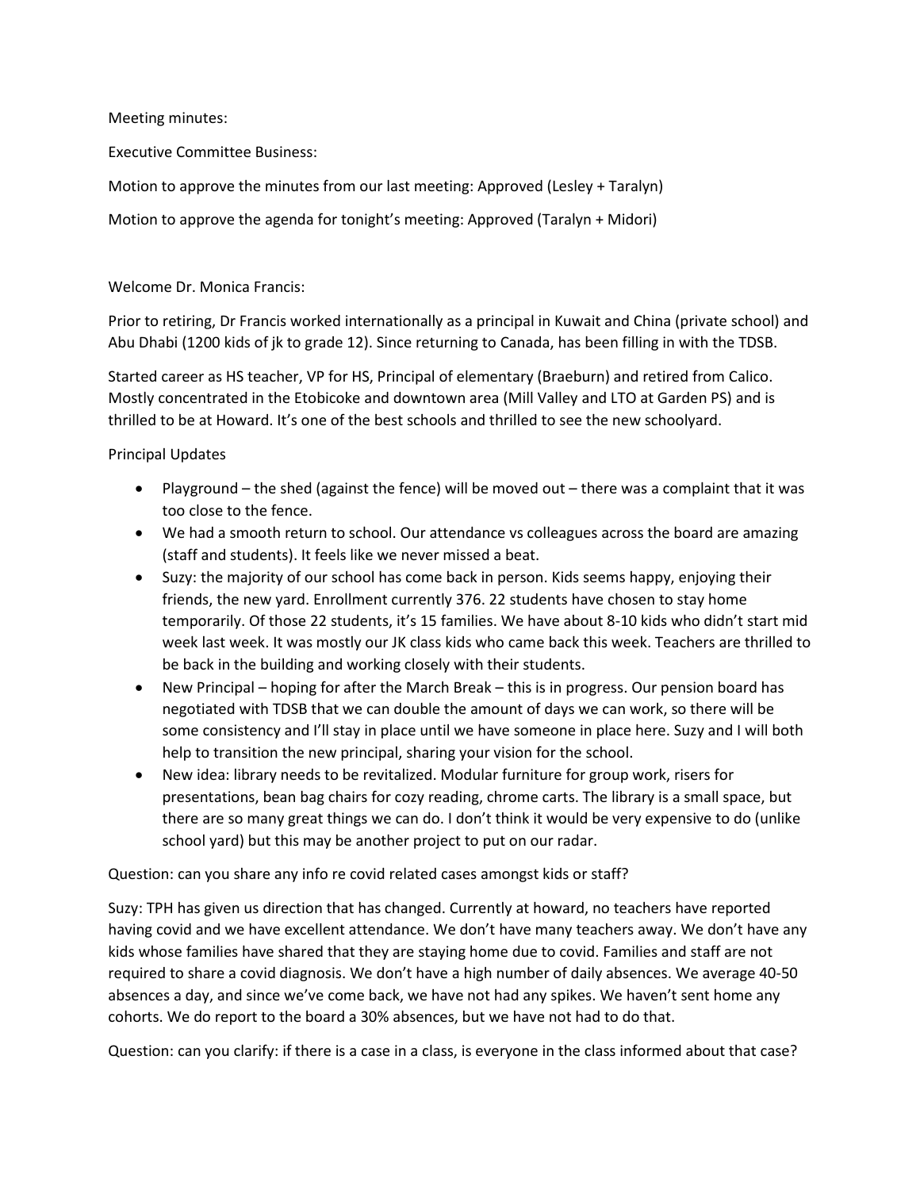Meeting minutes:

Executive Committee Business:

Motion to approve the minutes from our last meeting: Approved (Lesley + Taralyn)

Motion to approve the agenda for tonight's meeting: Approved (Taralyn + Midori)

Welcome Dr. Monica Francis:

Prior to retiring, Dr Francis worked internationally as a principal in Kuwait and China (private school) and Abu Dhabi (1200 kids of jk to grade 12). Since returning to Canada, has been filling in with the TDSB.

Started career as HS teacher, VP for HS, Principal of elementary (Braeburn) and retired from Calico. Mostly concentrated in the Etobicoke and downtown area (Mill Valley and LTO at Garden PS) and is thrilled to be at Howard. It's one of the best schools and thrilled to see the new schoolyard.

Principal Updates

- Playground – the shed (against the fence) will be moved out – there was a complaint that it was too close to the fence.
- We had a smooth return to school. Our attendance vs colleagues across the board are amazing (staff and students). It feels like we never missed a beat.
- Suzy: the majority of our school has come back in person. Kids seems happy, enjoying their friends, the new yard. Enrollment currently 376. 22 students have chosen to stay home temporarily. Of those 22 students, it's 15 families. We have about 8-10 kids who didn't start mid week last week. It was mostly our JK class kids who came back this week. Teachers are thrilled to be back in the building and working closely with their students.
- New Principal – hoping for after the March Break – this is in progress. Our pension board has negotiated with TDSB that we can double the amount of days we can work, so there will be some consistency and I'll stay in place until we have someone in place here. Suzy and I will both help to transition the new principal, sharing your vision for the school.
- New idea: library needs to be revitalized. Modular furniture for group work, risers for presentations, bean bag chairs for cozy reading, chrome carts. The library is a small space, but there are so many great things we can do. I don't think it would be very expensive to do (unlike school yard) but this may be another project to put on our radar.

Question: can you share any info re covid related cases amongst kids or staff?

Suzy: TPH has given us direction that has changed. Currently at howard, no teachers have reported having covid and we have excellent attendance. We don't have many teachers away. We don't have any kids whose families have shared that they are staying home due to covid. Families and staff are not required to share a covid diagnosis. We don't have a high number of daily absences. We average 40-50 absences a day, and since we've come back, we have not had any spikes. We haven't sent home any cohorts. We do report to the board a 30% absences, but we have not had to do that.

Question: can you clarify: if there is a case in a class, is everyone in the class informed about that case?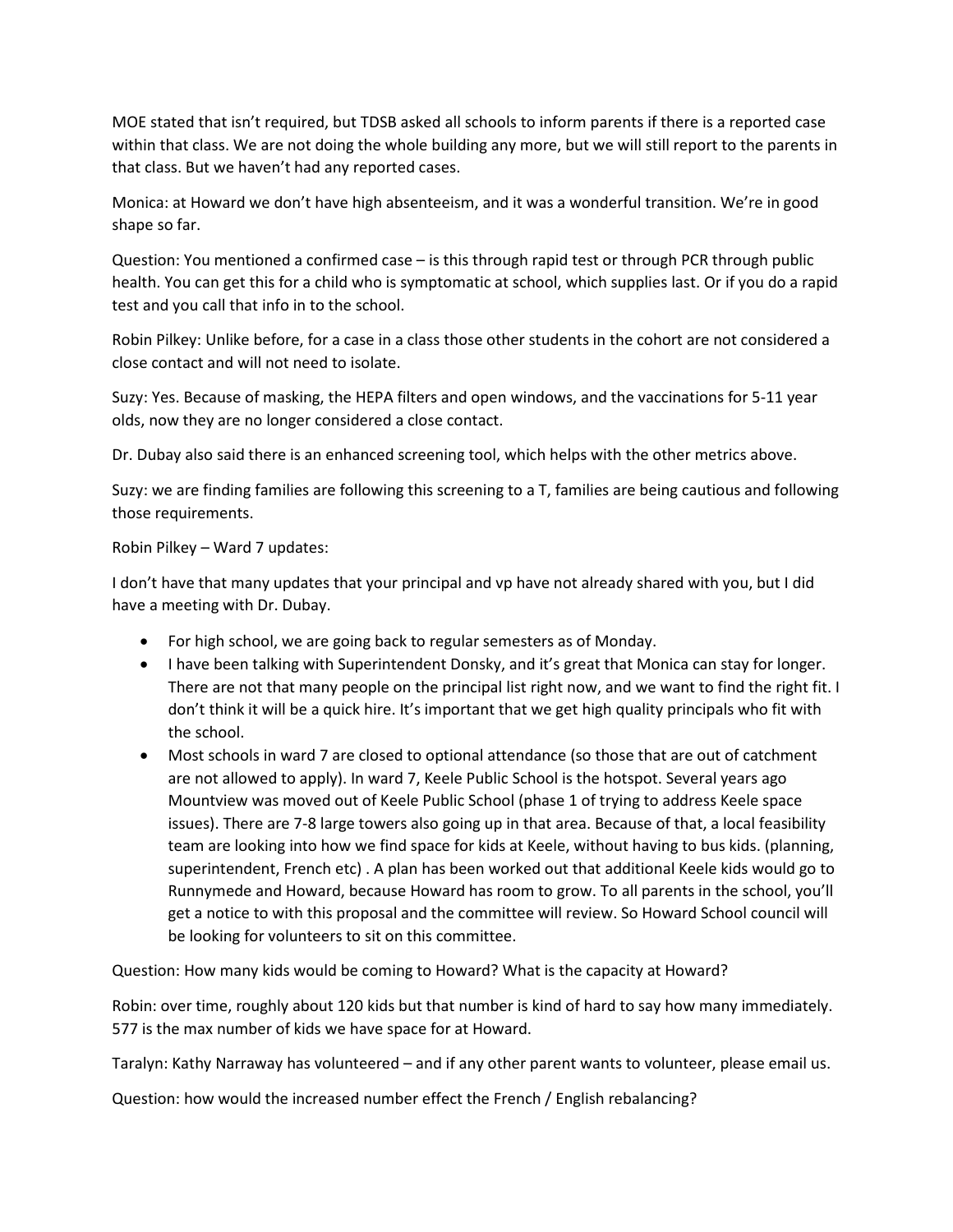MOE stated that isn't required, but TDSB asked all schools to inform parents if there is a reported case within that class. We are not doing the whole building any more, but we will still report to the parents in that class. But we haven't had any reported cases.

Monica: at Howard we don't have high absenteeism, and it was a wonderful transition. We're in good shape so far.

Question: You mentioned a confirmed case – is this through rapid test or through PCR through public health. You can get this for a child who is symptomatic at school, which supplies last. Or if you do a rapid test and you call that info in to the school.

Robin Pilkey: Unlike before, for a case in a class those other students in the cohort are not considered a close contact and will not need to isolate.

Suzy: Yes. Because of masking, the HEPA filters and open windows, and the vaccinations for 5-11 year olds, now they are no longer considered a close contact.

Dr. Dubay also said there is an enhanced screening tool, which helps with the other metrics above.

Suzy: we are finding families are following this screening to a T, families are being cautious and following those requirements.

Robin Pilkey – Ward 7 updates:

I don't have that many updates that your principal and vp have not already shared with you, but I did have a meeting with Dr. Dubay.

- For high school, we are going back to regular semesters as of Monday.
- I have been talking with Superintendent Donsky, and it's great that Monica can stay for longer. There are not that many people on the principal list right now, and we want to find the right fit. I don't think it will be a quick hire. It's important that we get high quality principals who fit with the school.
- Most schools in ward 7 are closed to optional attendance (so those that are out of catchment are not allowed to apply). In ward 7, Keele Public School is the hotspot. Several years ago Mountview was moved out of Keele Public School (phase 1 of trying to address Keele space issues). There are 7-8 large towers also going up in that area. Because of that, a local feasibility team are looking into how we find space for kids at Keele, without having to bus kids. (planning, superintendent, French etc) . A plan has been worked out that additional Keele kids would go to Runnymede and Howard, because Howard has room to grow. To all parents in the school, you'll get a notice to with this proposal and the committee will review. So Howard School council will be looking for volunteers to sit on this committee.

Question: How many kids would be coming to Howard? What is the capacity at Howard?

Robin: over time, roughly about 120 kids but that number is kind of hard to say how many immediately. 577 is the max number of kids we have space for at Howard.

Taralyn: Kathy Narraway has volunteered – and if any other parent wants to volunteer, please email us.

Question: how would the increased number effect the French / English rebalancing?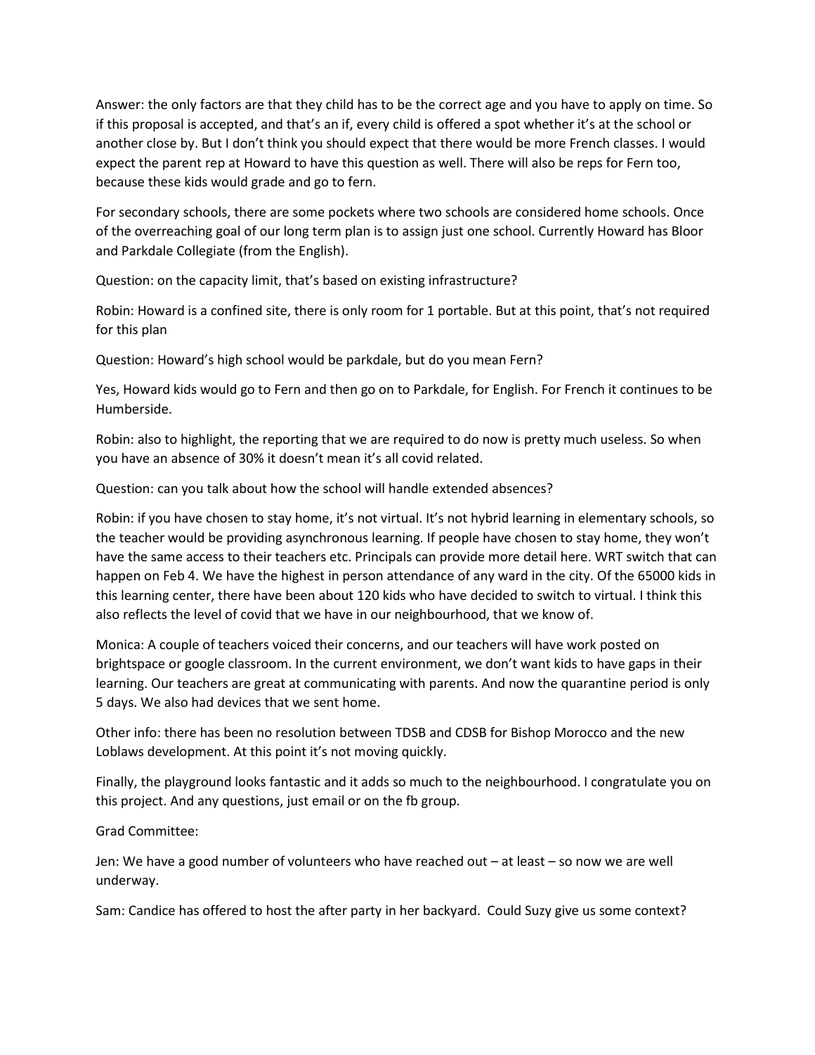Answer: the only factors are that they child has to be the correct age and you have to apply on time. So if this proposal is accepted, and that's an if, every child is offered a spot whether it's at the school or another close by. But I don't think you should expect that there would be more French classes. I would expect the parent rep at Howard to have this question as well. There will also be reps for Fern too, because these kids would grade and go to fern.

For secondary schools, there are some pockets where two schools are considered home schools. Once of the overreaching goal of our long term plan is to assign just one school. Currently Howard has Bloor and Parkdale Collegiate (from the English).

Question: on the capacity limit, that's based on existing infrastructure?

Robin: Howard is a confined site, there is only room for 1 portable. But at this point, that's not required for this plan

Question: Howard's high school would be parkdale, but do you mean Fern?

Yes, Howard kids would go to Fern and then go on to Parkdale, for English. For French it continues to be Humberside.

Robin: also to highlight, the reporting that we are required to do now is pretty much useless. So when you have an absence of 30% it doesn't mean it's all covid related.

Question: can you talk about how the school will handle extended absences?

Robin: if you have chosen to stay home, it's not virtual. It's not hybrid learning in elementary schools, so the teacher would be providing asynchronous learning. If people have chosen to stay home, they won't have the same access to their teachers etc. Principals can provide more detail here. WRT switch that can happen on Feb 4. We have the highest in person attendance of any ward in the city. Of the 65000 kids in this learning center, there have been about 120 kids who have decided to switch to virtual. I think this also reflects the level of covid that we have in our neighbourhood, that we know of.

Monica: A couple of teachers voiced their concerns, and our teachers will have work posted on brightspace or google classroom. In the current environment, we don't want kids to have gaps in their learning. Our teachers are great at communicating with parents. And now the quarantine period is only 5 days. We also had devices that we sent home.

Other info: there has been no resolution between TDSB and CDSB for Bishop Morocco and the new Loblaws development. At this point it's not moving quickly.

Finally, the playground looks fantastic and it adds so much to the neighbourhood. I congratulate you on this project. And any questions, just email or on the fb group.

Grad Committee:

Jen: We have a good number of volunteers who have reached out – at least – so now we are well underway.

Sam: Candice has offered to host the after party in her backyard. Could Suzy give us some context?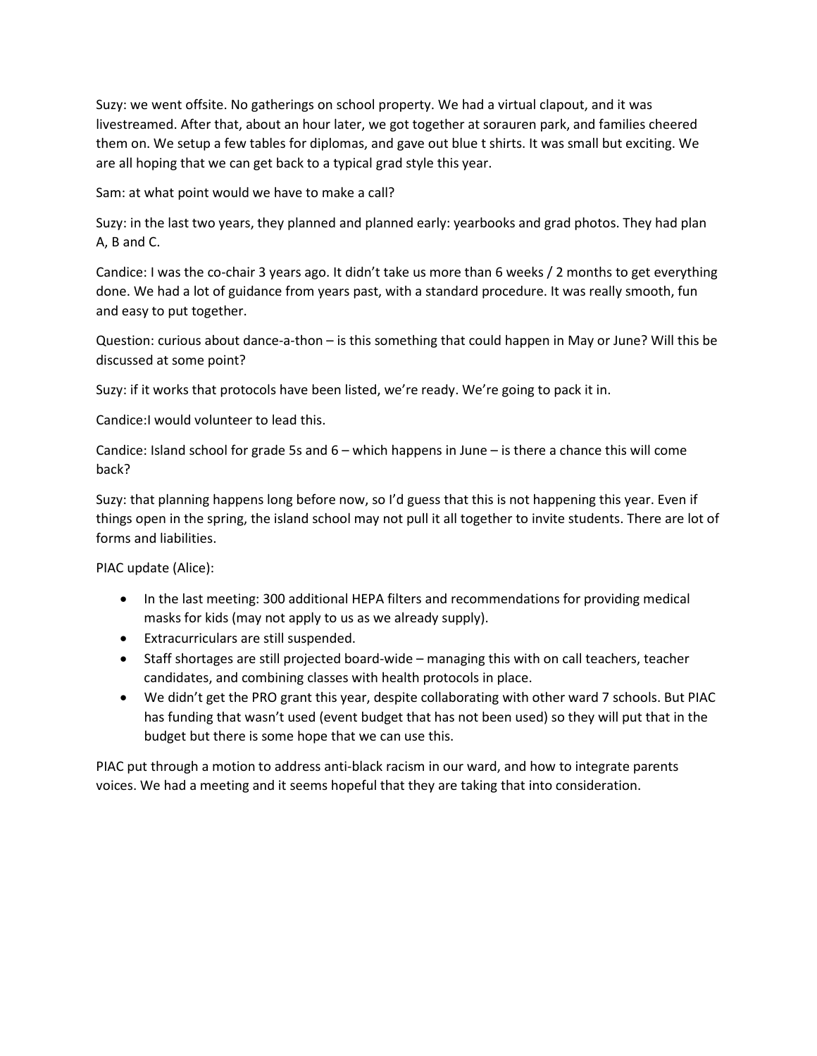Suzy: we went offsite. No gatherings on school property. We had a virtual clapout, and it was livestreamed. After that, about an hour later, we got together at sorauren park, and families cheered them on. We setup a few tables for diplomas, and gave out blue t shirts. It was small but exciting. We are all hoping that we can get back to a typical grad style this year.

Sam: at what point would we have to make a call?

Suzy: in the last two years, they planned and planned early: yearbooks and grad photos. They had plan A, B and C.

Candice: I was the co-chair 3 years ago. It didn't take us more than 6 weeks / 2 months to get everything done. We had a lot of guidance from years past, with a standard procedure. It was really smooth, fun and easy to put together.

Question: curious about dance-a-thon – is this something that could happen in May or June? Will this be discussed at some point?

Suzy: if it works that protocols have been listed, we're ready. We're going to pack it in.

Candice:I would volunteer to lead this.

Candice: Island school for grade 5s and 6 – which happens in June – is there a chance this will come back?

Suzy: that planning happens long before now, so I'd guess that this is not happening this year. Even if things open in the spring, the island school may not pull it all together to invite students. There are lot of forms and liabilities.

PIAC update (Alice):

- In the last meeting: 300 additional HEPA filters and recommendations for providing medical masks for kids (may not apply to us as we already supply).
- Extracurriculars are still suspended.
- Staff shortages are still projected board-wide – managing this with on call teachers, teacher candidates, and combining classes with health protocols in place.
- We didn't get the PRO grant this year, despite collaborating with other ward 7 schools. But PIAC has funding that wasn't used (event budget that has not been used) so they will put that in the budget but there is some hope that we can use this.

PIAC put through a motion to address anti-black racism in our ward, and how to integrate parents voices. We had a meeting and it seems hopeful that they are taking that into consideration.